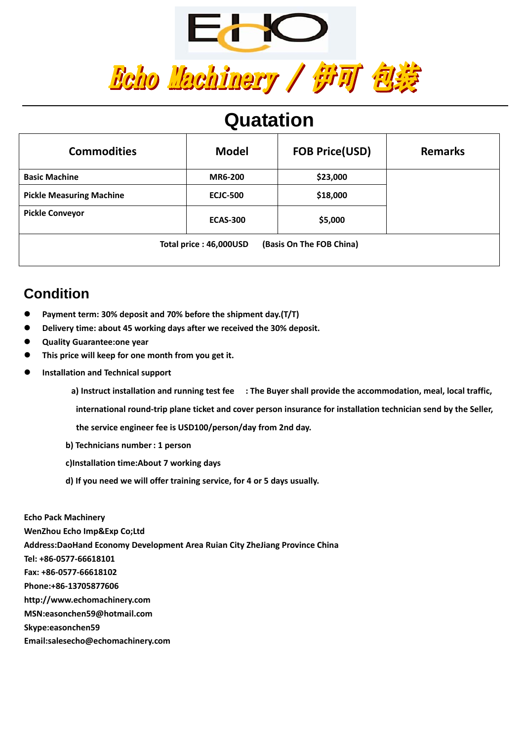# Echo Machinery / 伊可 包装

## Quatation

| Commodities | Model | FOB Price(USD) | Remarks |
|---|---|---|---|
| **Basic Machine** | **MR6-200** | **$23,000** | |
| **Pickle Measuring Machine** | **ECJC-500** | **$18,000** | |
| **Pickle Conveyor** | **ECAS-300** | **$5,000** | |
| **Total price : 46,000USD (Basis On The FOB China)** | | | |

## Condition

- **Payment term: 30% deposit and 70% before the shipment day.(T/T)**
- **Delivery time: about 45 working days after we received the 30% deposit.**
- **Quality Guarantee:one year**
- **This price will keep for one month from you get it.**
- **Installation and Technical support**

  **a) Instruct installation and running test fee : The Buyer shall provide the accommodation, meal, local traffic, international round-trip plane ticket and cover person insurance for installation technician send by the Seller, the service engineer fee is USD100/person/day from 2nd day.**

  **b) Technicians number : 1 person**

  **c)Installation time:About 7 working days**

  **d) If you need we will offer training service, for 4 or 5 days usually.**

**Echo Pack Machinery**
**WenZhou Echo Imp&Exp Co;Ltd**
**Address:DaoHand Economy Development Area Ruian City ZheJiang Province China**
**Tel: +86-0577-66618101**
**Fax: +86-0577-66618102**
**Phone:+86-13705877606**
**http://www.echomachinery.com**
**MSN:easonchen59@hotmail.com**
**Skype:easonchen59**
**Email:salesecho@echomachinery.com**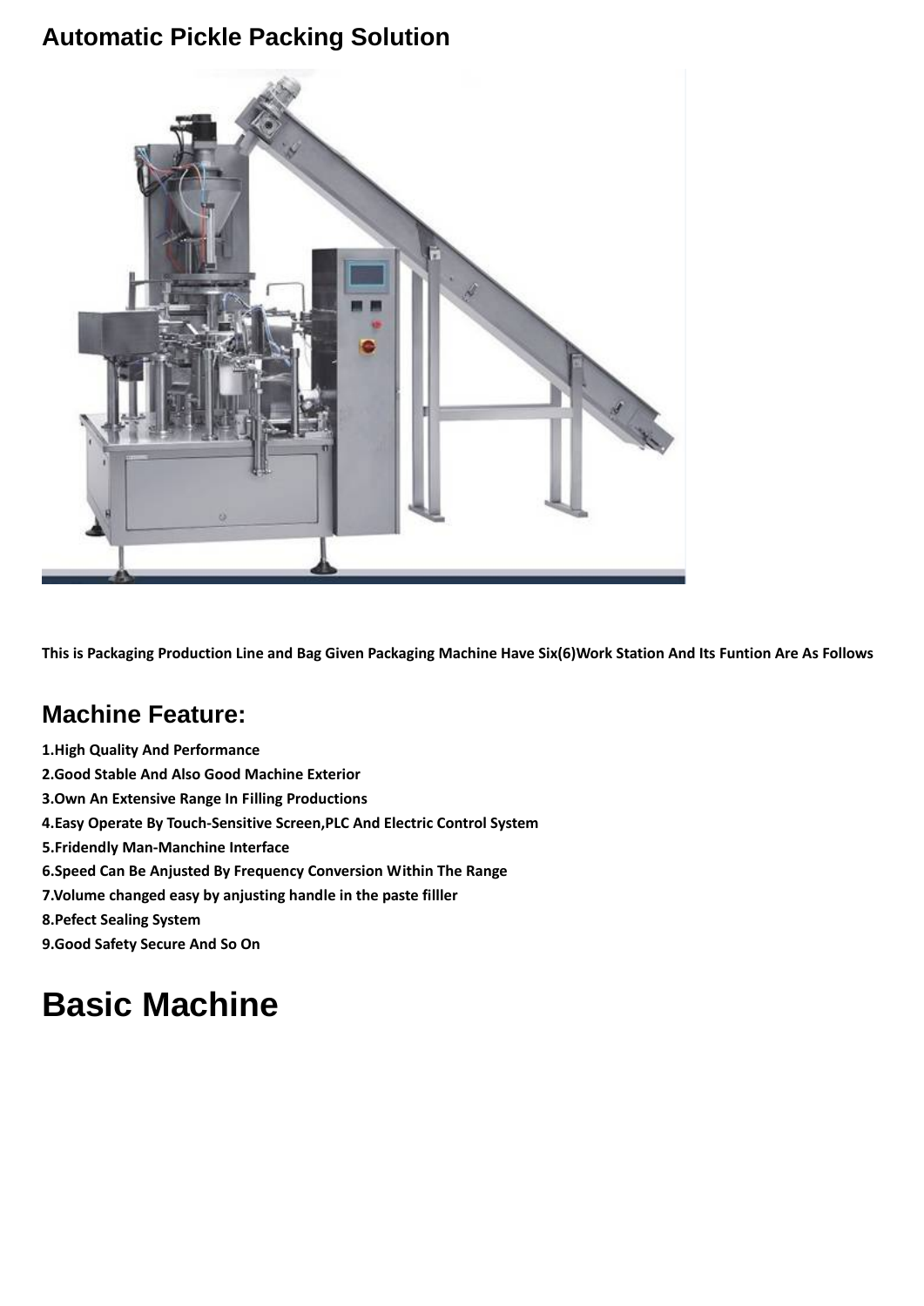## Automatic Pickle Packing Solution

**This is Packaging Production Line and Bag Given Packaging Machine Have Six(6)Work Station And Its Funtion Are As Follows**

## Machine Feature:

**1.High Quality And Performance**
**2.Good Stable And Also Good Machine Exterior**
**3.Own An Extensive Range In Filling Productions**
**4.Easy Operate By Touch-Sensitive Screen,PLC And Electric Control System**
**5.Fridendly Man-Manchine Interface**
**6.Speed Can Be Anjusted By Frequency Conversion Within The Range**
**7.Volume changed easy by anjusting handle in the paste filller**
**8.Pefect Sealing System**
**9.Good Safety Secure And So On**

# Basic Machine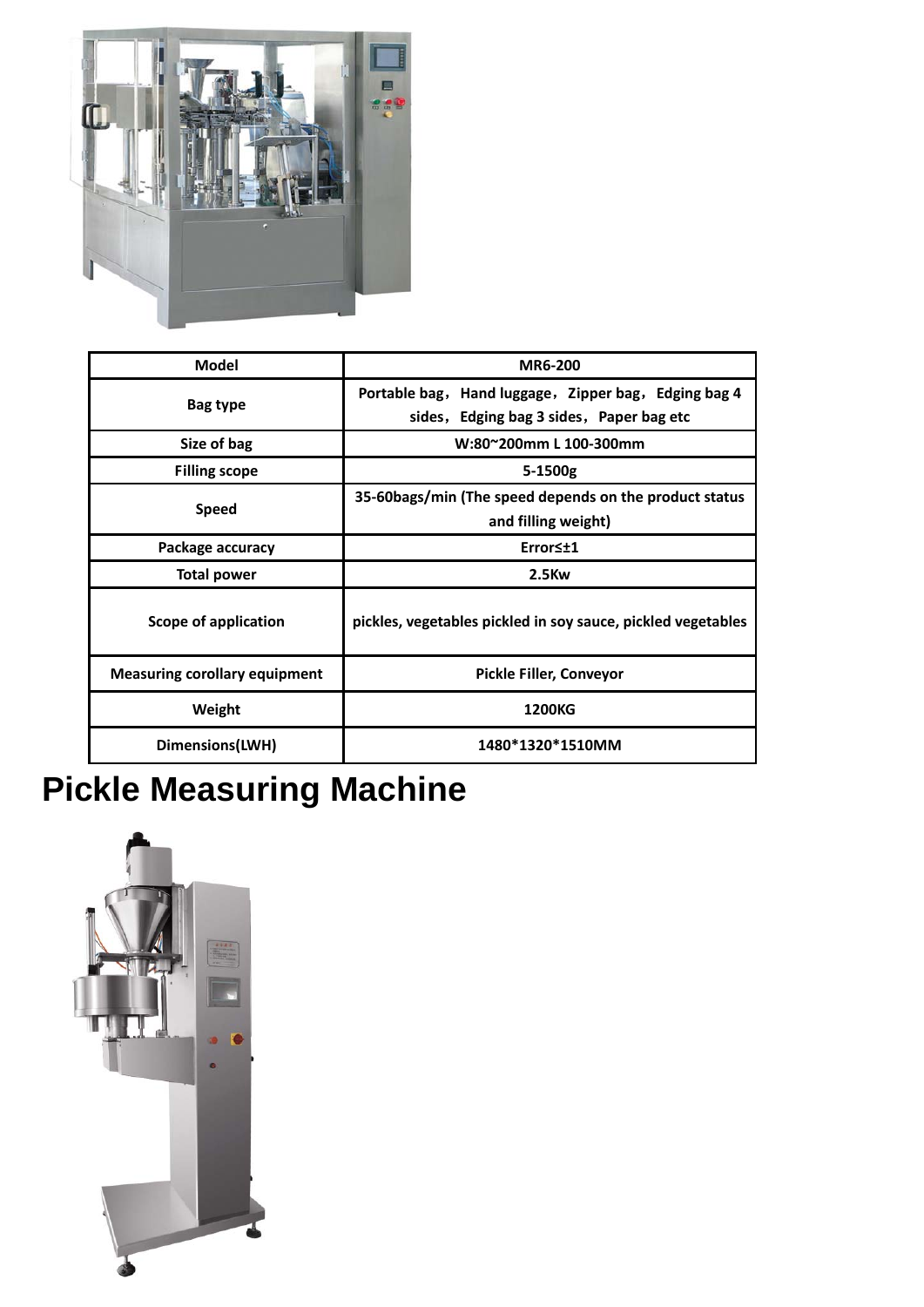| Model | MR6-200 |
|---|---|
| Bag type | Portable bag，Hand luggage，Zipper bag，Edging bag 4 sides，Edging bag 3 sides，Paper bag etc |
| Size of bag | W:80~200mm L 100-300mm |
| Filling scope | 5-1500g |
| Speed | 35-60bags/min (The speed depends on the product status and filling weight) |
| Package accuracy | Error≤±1 |
| Total power | 2.5Kw |
| Scope of application | pickles, vegetables pickled in soy sauce, pickled vegetables |
| Measuring corollary equipment | Pickle Filler, Conveyor |
| Weight | 1200KG |
| Dimensions(LWH) | 1480*1320*1510MM |

# Pickle Measuring Machine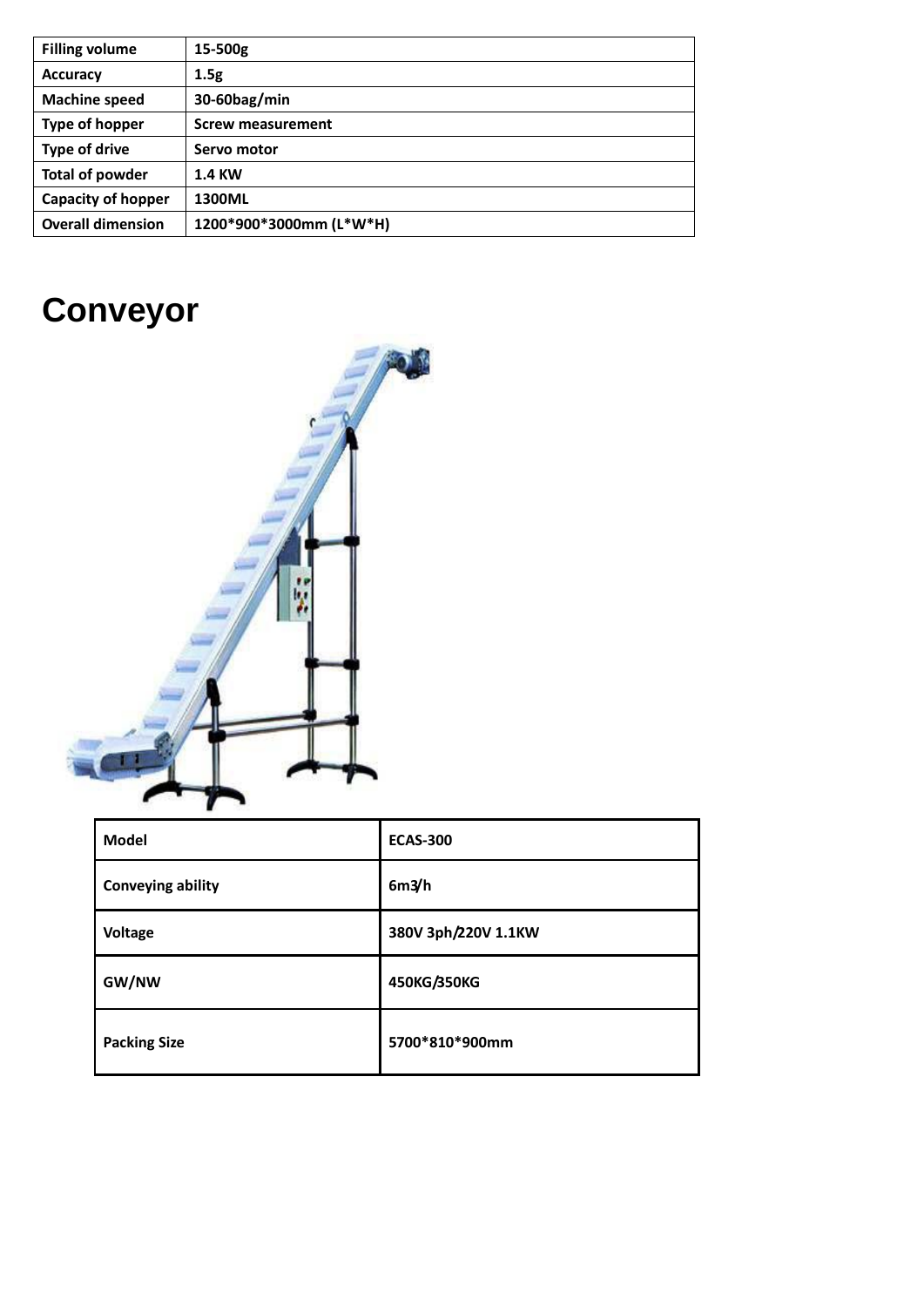| Filling volume | 15-500g |
|---|---|
| Accuracy | 1.5g |
| Machine speed | 30-60bag/min |
| Type of hopper | Screw measurement |
| Type of drive | Servo motor |
| Total of powder | 1.4 KW |
| Capacity of hopper | 1300ML |
| Overall dimension | 1200*900*3000mm (L*W*H) |

# Conveyor

| Model | ECAS-300 |
|---|---|
| Conveying ability | 6m3/h |
| Voltage | 380V 3ph/220V 1.1KW |
| GW/NW | 450KG/350KG |
| Packing Size | 5700*810*900mm |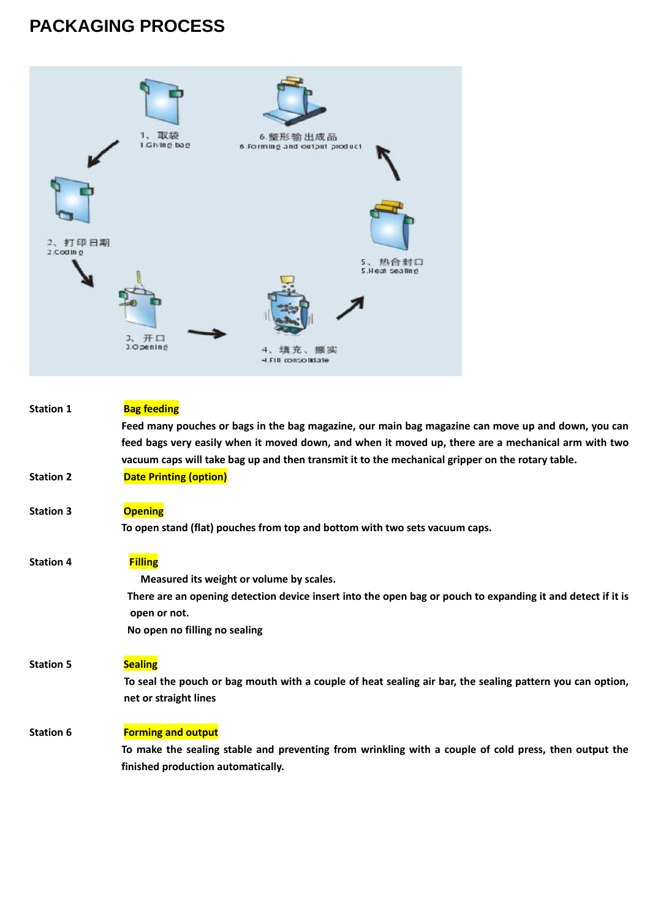# PACKAGING PROCESS

1、取袋
1.Giving bag

2、打印日期
2.Coding

3、开口
3.Opening

4、填充、振实
4.Fill consolidate

5、热合封口
5.Heat sealing

6.整形输出成品
6.Forming and output product

**Station 1** **Bag feeding**

Feed many pouches or bags in the bag magazine, our main bag magazine can move up and down, you can feed bags very easily when it moved down, and when it moved up, there are a mechanical arm with two vacuum caps will take bag up and then transmit it to the mechanical gripper on the rotary table.

**Station 2** **Date Printing (option)**

**Station 3** **Opening**

To open stand (flat) pouches from top and bottom with two sets vacuum caps.

**Station 4** **Filling**

Measured its weight or volume by scales.

There are an opening detection device insert into the open bag or pouch to expanding it and detect if it is open or not.

No open no filling no sealing

**Station 5** **Sealing**

To seal the pouch or bag mouth with a couple of heat sealing air bar, the sealing pattern you can option, net or straight lines

**Station 6** **Forming and output**

To make the sealing stable and preventing from wrinkling with a couple of cold press, then output the finished production automatically.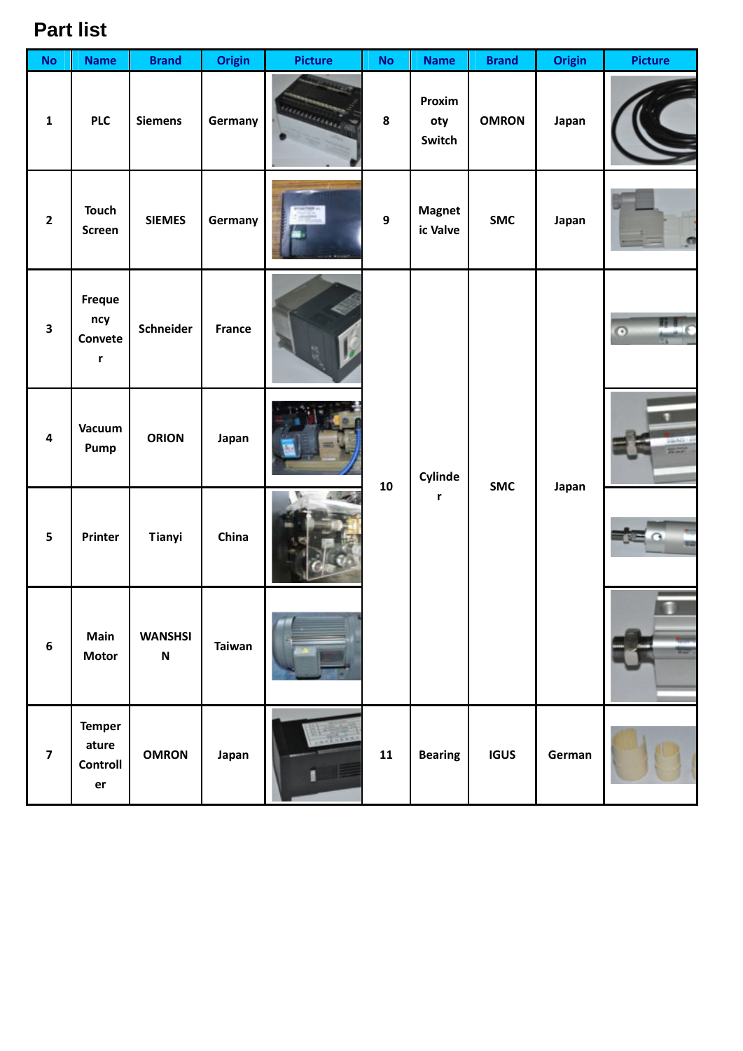## Part list

| No | Name | Brand | Origin | Picture | No | Name | Brand | Origin | Picture |
|---|---|---|---|---|---|---|---|---|---|
| 1 | PLC | Siemens | Germany | | 8 | Proximoty Switch | OMRON | Japan | |
| 2 | Touch Screen | SIEMES | Germany | | 9 | Magnetic Valve | SMC | Japan | |
| 3 | Frequency Conveter | Schneider | France | | 10 | Cylinder | SMC | Japan | |
| 4 | Vacuum Pump | ORION | Japan | | | | | | |
| 5 | Printer | Tianyi | China | | | | | | |
| 6 | Main Motor | WANSHSIN | Taiwan | | | | | | |
| 7 | Temperature Controller | OMRON | Japan | | 11 | Bearing | IGUS | German | |